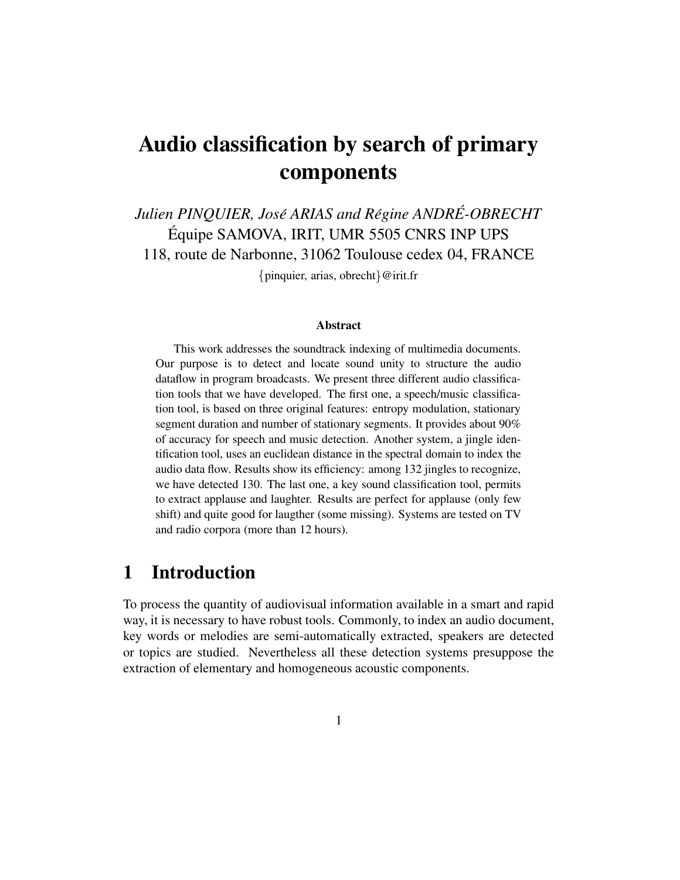# Audio classification by search of primary components

*Julien PINQUIER, José ARIAS and Régine ANDRÉ-OBRECHT*
Équipe SAMOVA, IRIT, UMR 5505 CNRS INP UPS
118, route de Narbonne, 31062 Toulouse cedex 04, FRANCE
{pinquier, arias, obrecht}@irit.fr

### Abstract

This work addresses the soundtrack indexing of multimedia documents. Our purpose is to detect and locate sound unity to structure the audio dataflow in program broadcasts. We present three different audio classification tools that we have developed. The first one, a speech/music classification tool, is based on three original features: entropy modulation, stationary segment duration and number of stationary segments. It provides about 90% of accuracy for speech and music detection. Another system, a jingle identification tool, uses an euclidean distance in the spectral domain to index the audio data flow. Results show its efficiency: among 132 jingles to recognize, we have detected 130. The last one, a key sound classification tool, permits to extract applause and laughter. Results are perfect for applause (only few shift) and quite good for laugther (some missing). Systems are tested on TV and radio corpora (more than 12 hours).

## 1 Introduction

To process the quantity of audiovisual information available in a smart and rapid way, it is necessary to have robust tools. Commonly, to index an audio document, key words or melodies are semi-automatically extracted, speakers are detected or topics are studied. Nevertheless all these detection systems presuppose the extraction of elementary and homogeneous acoustic components.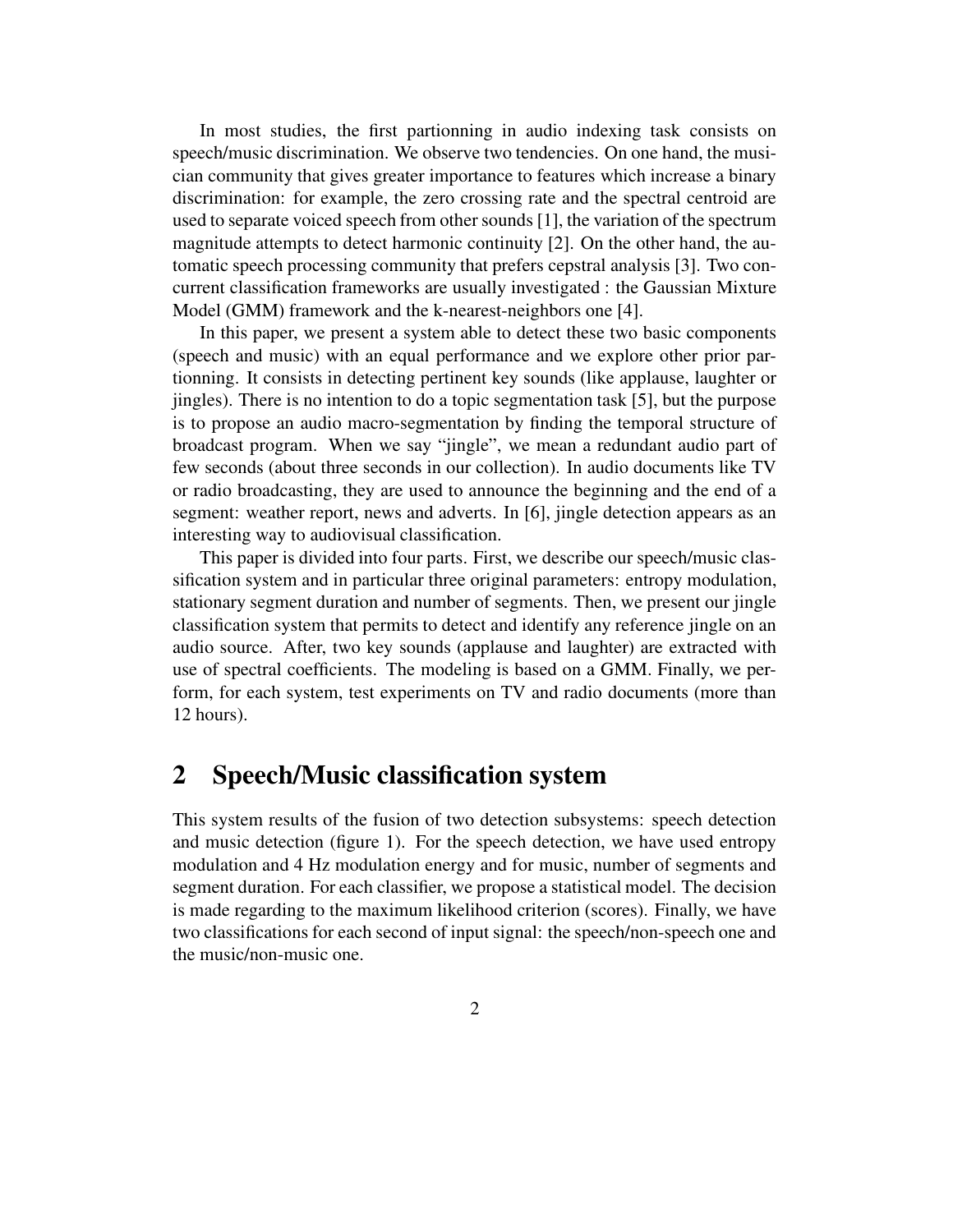In most studies, the first partionning in audio indexing task consists on speech/music discrimination. We observe two tendencies. On one hand, the musician community that gives greater importance to features which increase a binary discrimination: for example, the zero crossing rate and the spectral centroid are used to separate voiced speech from other sounds [1], the variation of the spectrum magnitude attempts to detect harmonic continuity [2]. On the other hand, the automatic speech processing community that prefers cepstral analysis [3]. Two concurrent classification frameworks are usually investigated : the Gaussian Mixture Model (GMM) framework and the k-nearest-neighbors one [4].

In this paper, we present a system able to detect these two basic components (speech and music) with an equal performance and we explore other prior partionning. It consists in detecting pertinent key sounds (like applause, laughter or jingles). There is no intention to do a topic segmentation task [5], but the purpose is to propose an audio macro-segmentation by finding the temporal structure of broadcast program. When we say "jingle", we mean a redundant audio part of few seconds (about three seconds in our collection). In audio documents like TV or radio broadcasting, they are used to announce the beginning and the end of a segment: weather report, news and adverts. In [6], jingle detection appears as an interesting way to audiovisual classification.

This paper is divided into four parts. First, we describe our speech/music classification system and in particular three original parameters: entropy modulation, stationary segment duration and number of segments. Then, we present our jingle classification system that permits to detect and identify any reference jingle on an audio source. After, two key sounds (applause and laughter) are extracted with use of spectral coefficients. The modeling is based on a GMM. Finally, we perform, for each system, test experiments on TV and radio documents (more than 12 hours).

## 2 Speech/Music classification system

This system results of the fusion of two detection subsystems: speech detection and music detection (figure 1). For the speech detection, we have used entropy modulation and 4 Hz modulation energy and for music, number of segments and segment duration. For each classifier, we propose a statistical model. The decision is made regarding to the maximum likelihood criterion (scores). Finally, we have two classifications for each second of input signal: the speech/non-speech one and the music/non-music one.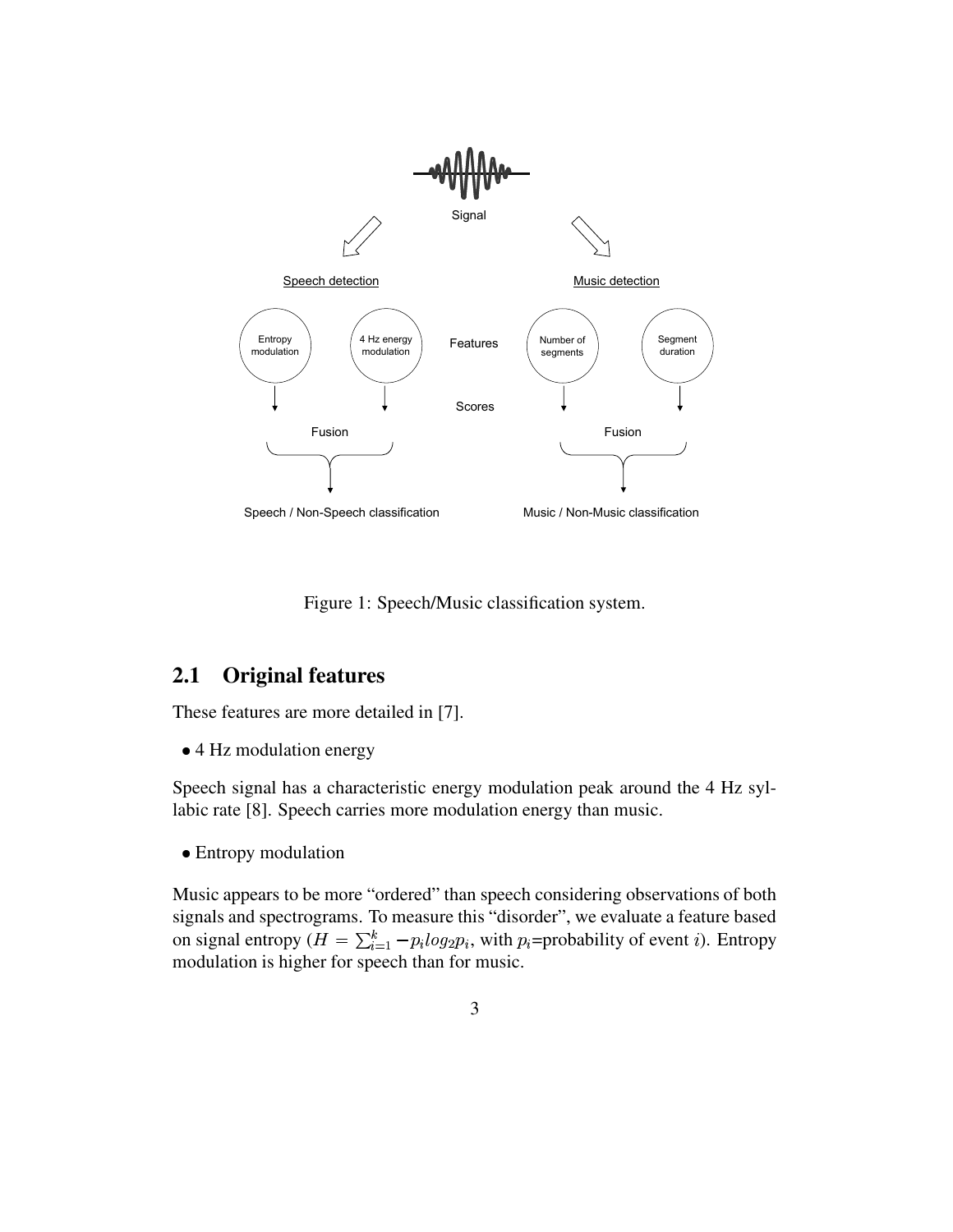Figure 1: Speech/Music classification system.

## 2.1 Original features

These features are more detailed in [7].

- 4 Hz modulation energy

Speech signal has a characteristic energy modulation peak around the 4 Hz syllabic rate [8]. Speech carries more modulation energy than music.

- Entropy modulation

Music appears to be more "ordered" than speech considering observations of both signals and spectrograms. To measure this "disorder", we evaluate a feature based on signal entropy ($H = \sum_{i=1}^{k} -p_i log_2 p_i$, with $p_i$=probability of event $i$). Entropy modulation is higher for speech than for music.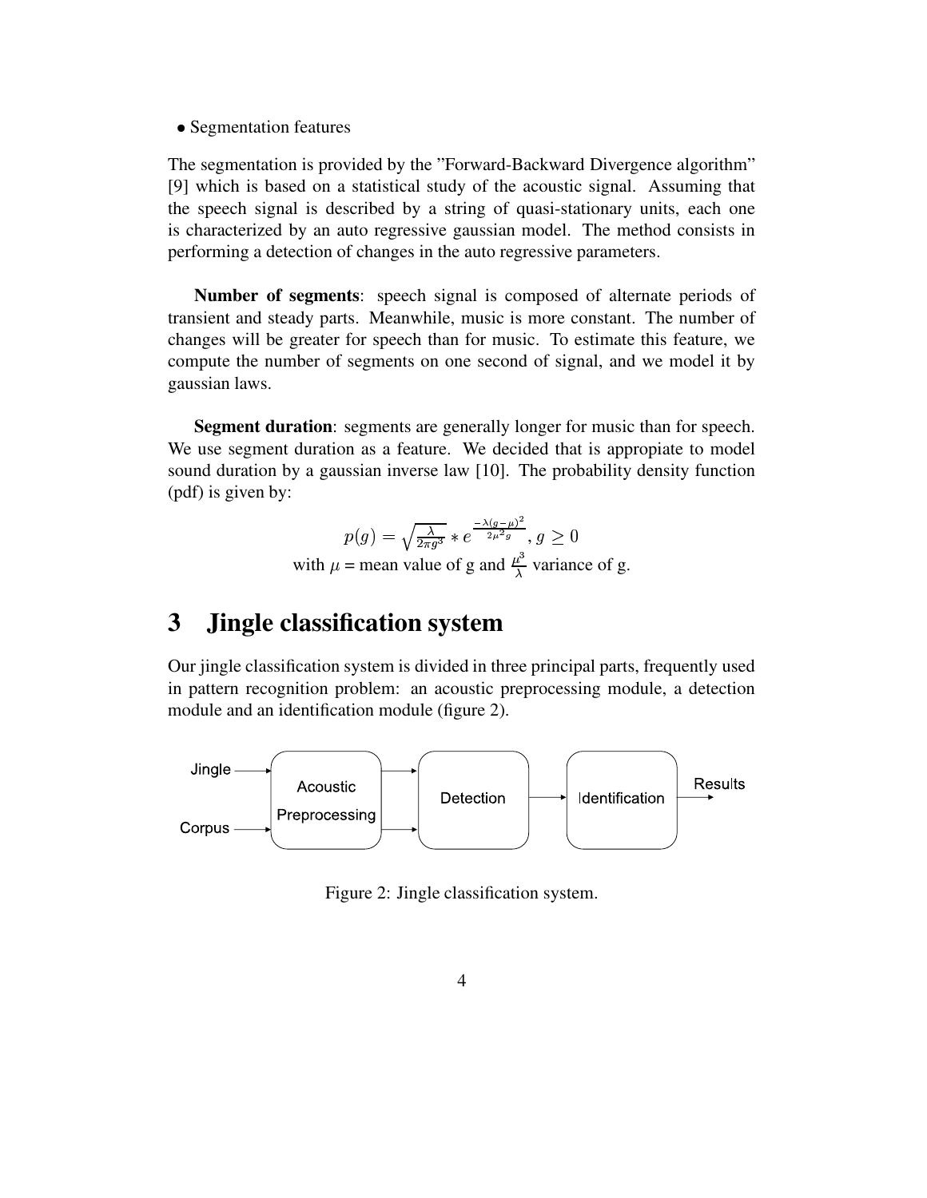- Segmentation features

The segmentation is provided by the "Forward-Backward Divergence algorithm" [9] which is based on a statistical study of the acoustic signal. Assuming that the speech signal is described by a string of quasi-stationary units, each one is characterized by an auto regressive gaussian model. The method consists in performing a detection of changes in the auto regressive parameters.

**Number of segments**: speech signal is composed of alternate periods of transient and steady parts. Meanwhile, music is more constant. The number of changes will be greater for speech than for music. To estimate this feature, we compute the number of segments on one second of signal, and we model it by gaussian laws.

**Segment duration**: segments are generally longer for music than for speech. We use segment duration as a feature. We decided that is appropiate to model sound duration by a gaussian inverse law [10]. The probability density function (pdf) is given by:

$$p(g) = \sqrt{\frac{\lambda}{2\pi g^3}} * e^{\frac{-\lambda(g-\mu)^2}{2\mu^2 g}}, g \geq 0$$

with $\mu$ = mean value of g and $\frac{\mu^3}{\lambda}$ variance of g.

# 3 Jingle classification system

Our jingle classification system is divided in three principal parts, frequently used in pattern recognition problem: an acoustic preprocessing module, a detection module and an identification module (figure 2).

Figure 2: Jingle classification system.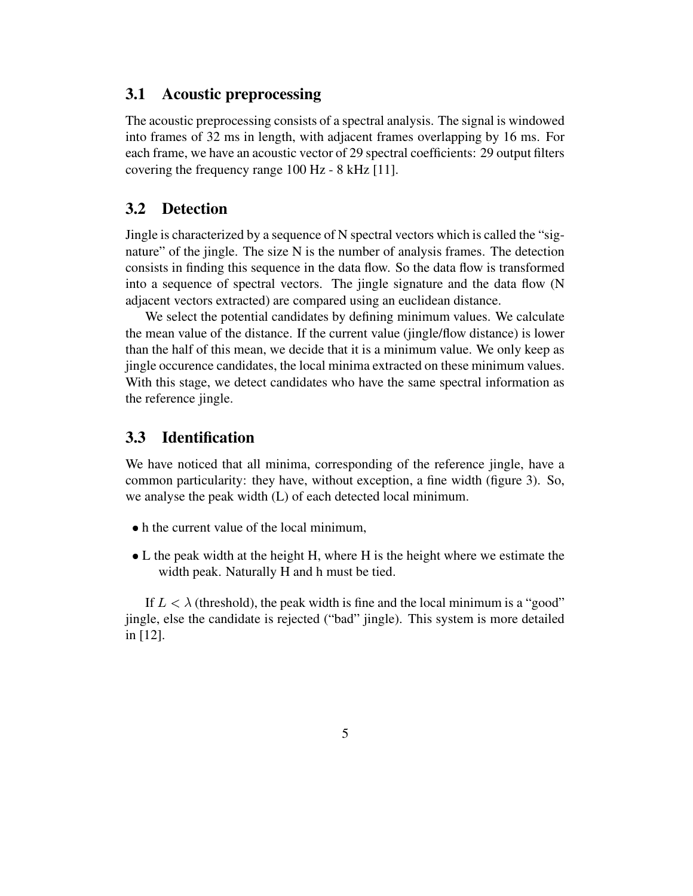## 3.1 Acoustic preprocessing

The acoustic preprocessing consists of a spectral analysis. The signal is windowed into frames of 32 ms in length, with adjacent frames overlapping by 16 ms. For each frame, we have an acoustic vector of 29 spectral coefficients: 29 output filters covering the frequency range 100 Hz - 8 kHz [11].

## 3.2 Detection

Jingle is characterized by a sequence of N spectral vectors which is called the "signature" of the jingle. The size N is the number of analysis frames. The detection consists in finding this sequence in the data flow. So the data flow is transformed into a sequence of spectral vectors. The jingle signature and the data flow (N adjacent vectors extracted) are compared using an euclidean distance.

We select the potential candidates by defining minimum values. We calculate the mean value of the distance. If the current value (jingle/flow distance) is lower than the half of this mean, we decide that it is a minimum value. We only keep as jingle occurence candidates, the local minima extracted on these minimum values. With this stage, we detect candidates who have the same spectral information as the reference jingle.

## 3.3 Identification

We have noticed that all minima, corresponding of the reference jingle, have a common particularity: they have, without exception, a fine width (figure 3). So, we analyse the peak width (L) of each detected local minimum.

- h the current value of the local minimum,
- L the peak width at the height H, where H is the height where we estimate the width peak. Naturally H and h must be tied.

If $L < \lambda$ (threshold), the peak width is fine and the local minimum is a "good" jingle, else the candidate is rejected ("bad" jingle). This system is more detailed in [12].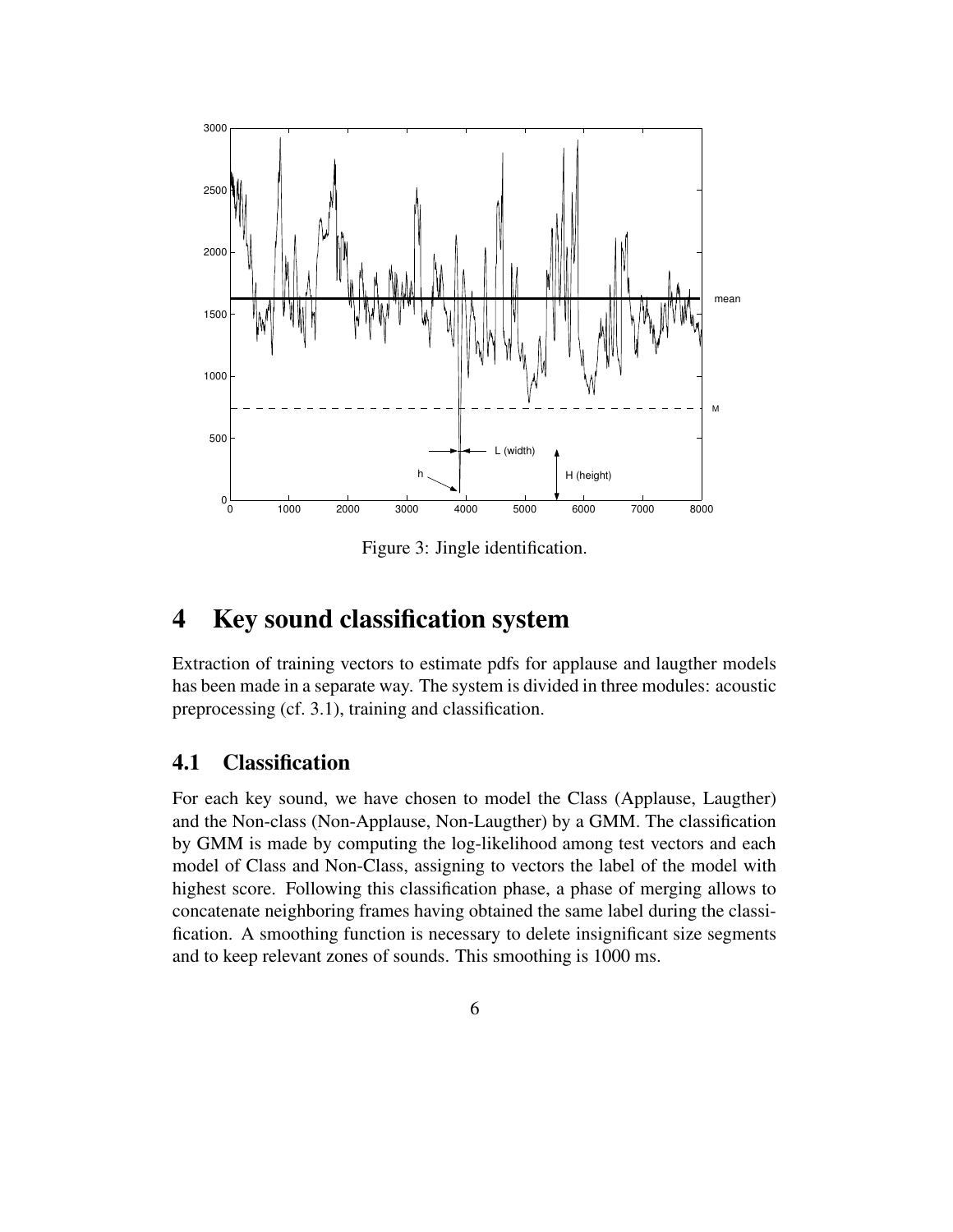Figure 3: Jingle identification.

# 4 Key sound classification system

Extraction of training vectors to estimate pdfs for applause and laugther models has been made in a separate way. The system is divided in three modules: acoustic preprocessing (cf. 3.1), training and classification.

## 4.1 Classification

For each key sound, we have chosen to model the Class (Applause, Laugther) and the Non-class (Non-Applause, Non-Laugther) by a GMM. The classification by GMM is made by computing the log-likelihood among test vectors and each model of Class and Non-Class, assigning to vectors the label of the model with highest score. Following this classification phase, a phase of merging allows to concatenate neighboring frames having obtained the same label during the classification. A smoothing function is necessary to delete insignificant size segments and to keep relevant zones of sounds. This smoothing is 1000 ms.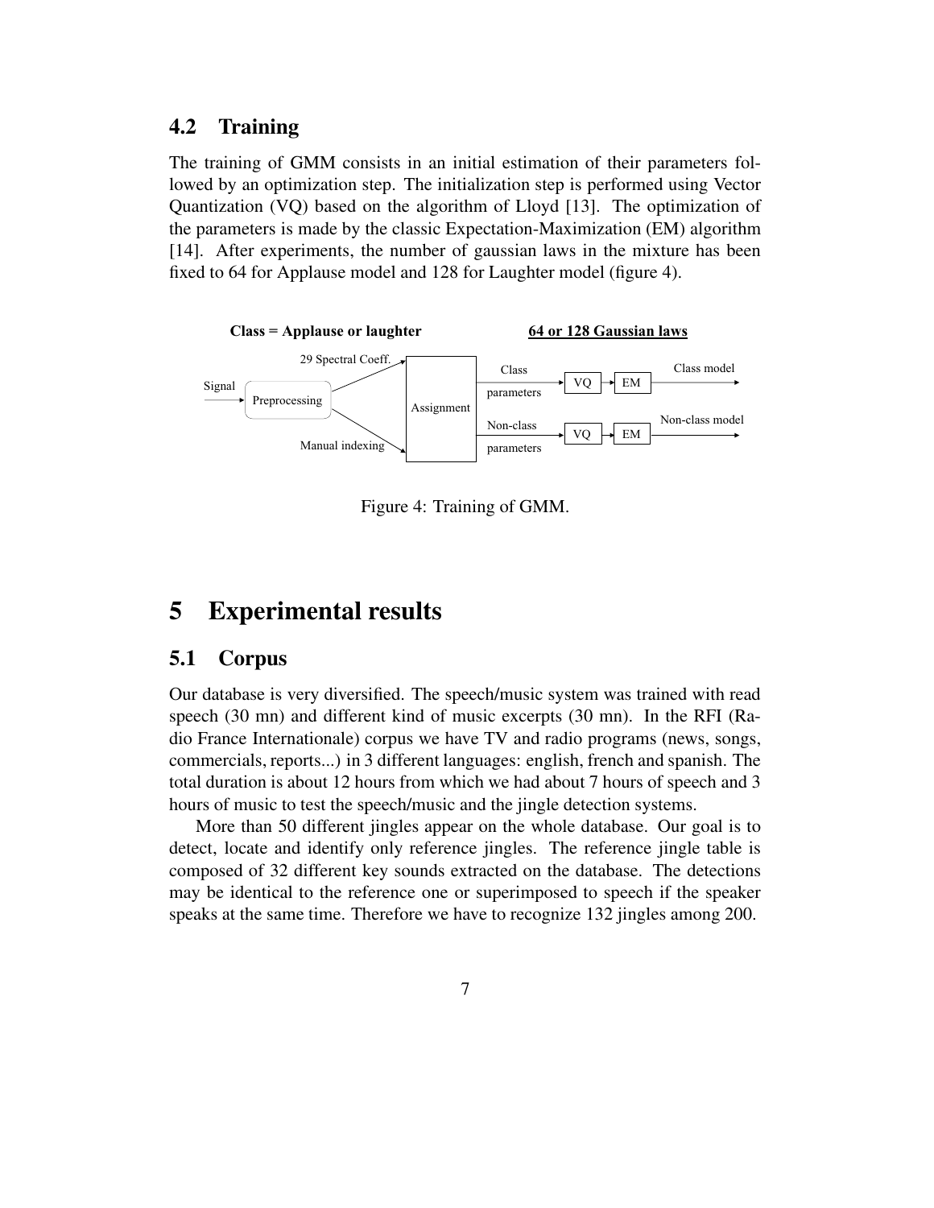## 4.2 Training

The training of GMM consists in an initial estimation of their parameters followed by an optimization step. The initialization step is performed using Vector Quantization (VQ) based on the algorithm of Lloyd [13]. The optimization of the parameters is made by the classic Expectation-Maximization (EM) algorithm [14]. After experiments, the number of gaussian laws in the mixture has been fixed to 64 for Applause model and 128 for Laughter model (figure 4).

Figure 4: Training of GMM.

# 5 Experimental results

## 5.1 Corpus

Our database is very diversified. The speech/music system was trained with read speech (30 mn) and different kind of music excerpts (30 mn). In the RFI (Radio France Internationale) corpus we have TV and radio programs (news, songs, commercials, reports...) in 3 different languages: english, french and spanish. The total duration is about 12 hours from which we had about 7 hours of speech and 3 hours of music to test the speech/music and the jingle detection systems.

More than 50 different jingles appear on the whole database. Our goal is to detect, locate and identify only reference jingles. The reference jingle table is composed of 32 different key sounds extracted on the database. The detections may be identical to the reference one or superimposed to speech if the speaker speaks at the same time. Therefore we have to recognize 132 jingles among 200.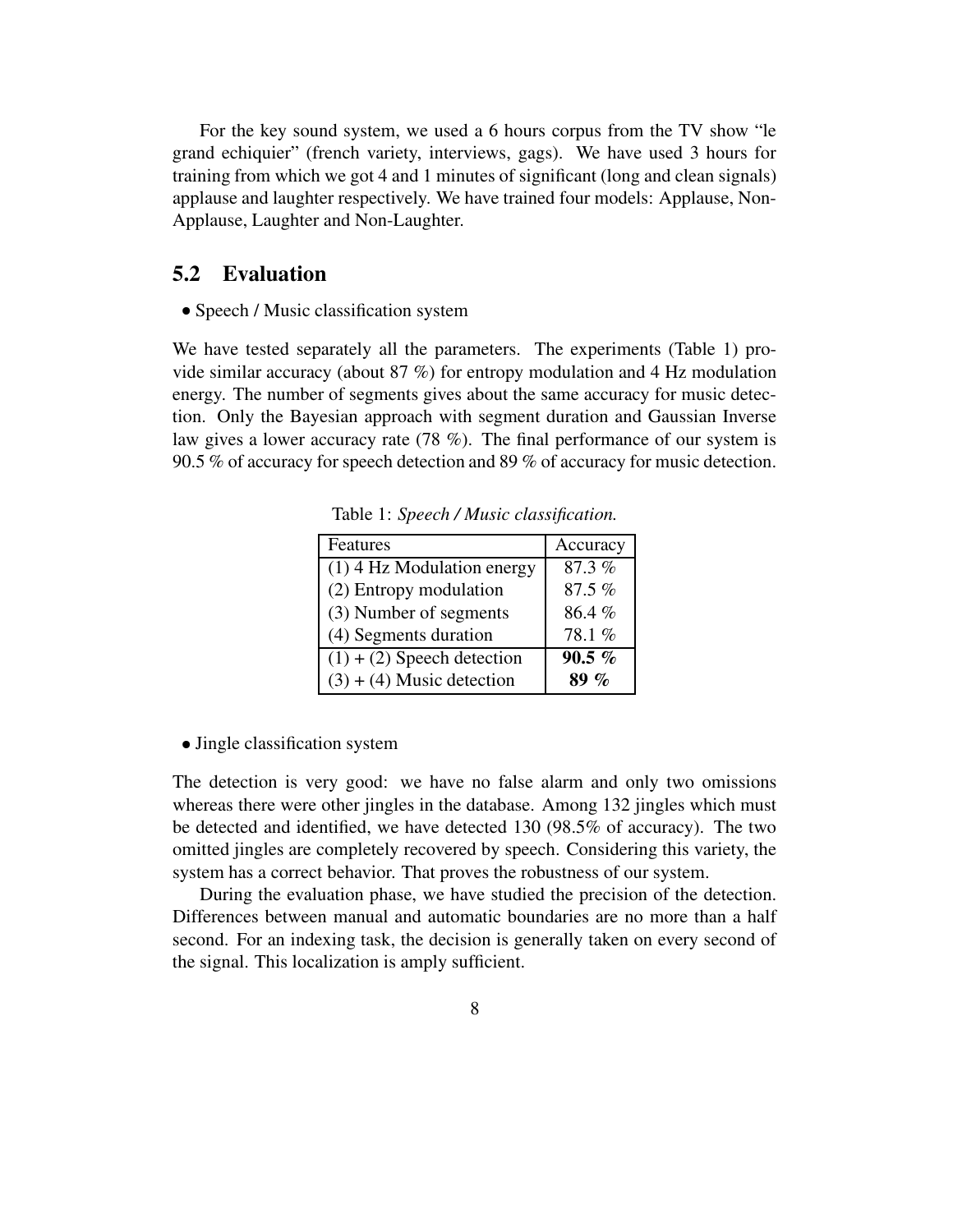For the key sound system, we used a 6 hours corpus from the TV show "le grand echiquier" (french variety, interviews, gags). We have used 3 hours for training from which we got 4 and 1 minutes of significant (long and clean signals) applause and laughter respectively. We have trained four models: Applause, Non-Applause, Laughter and Non-Laughter.

## 5.2 Evaluation

- Speech / Music classification system

We have tested separately all the parameters. The experiments (Table 1) provide similar accuracy (about 87 %) for entropy modulation and 4 Hz modulation energy. The number of segments gives about the same accuracy for music detection. Only the Bayesian approach with segment duration and Gaussian Inverse law gives a lower accuracy rate (78 %). The final performance of our system is 90.5 % of accuracy for speech detection and 89 % of accuracy for music detection.

Table 1: *Speech / Music classification.*

| Features | Accuracy |
| --- | --- |
| (1) 4 Hz Modulation energy | 87.3 % |
| (2) Entropy modulation | 87.5 % |
| (3) Number of segments | 86.4 % |
| (4) Segments duration | 78.1 % |
| (1) + (2) Speech detection | **90.5 %** |
| (3) + (4) Music detection | **89 %** |

- Jingle classification system

The detection is very good: we have no false alarm and only two omissions whereas there were other jingles in the database. Among 132 jingles which must be detected and identified, we have detected 130 (98.5% of accuracy). The two omitted jingles are completely recovered by speech. Considering this variety, the system has a correct behavior. That proves the robustness of our system.

During the evaluation phase, we have studied the precision of the detection. Differences between manual and automatic boundaries are no more than a half second. For an indexing task, the decision is generally taken on every second of the signal. This localization is amply sufficient.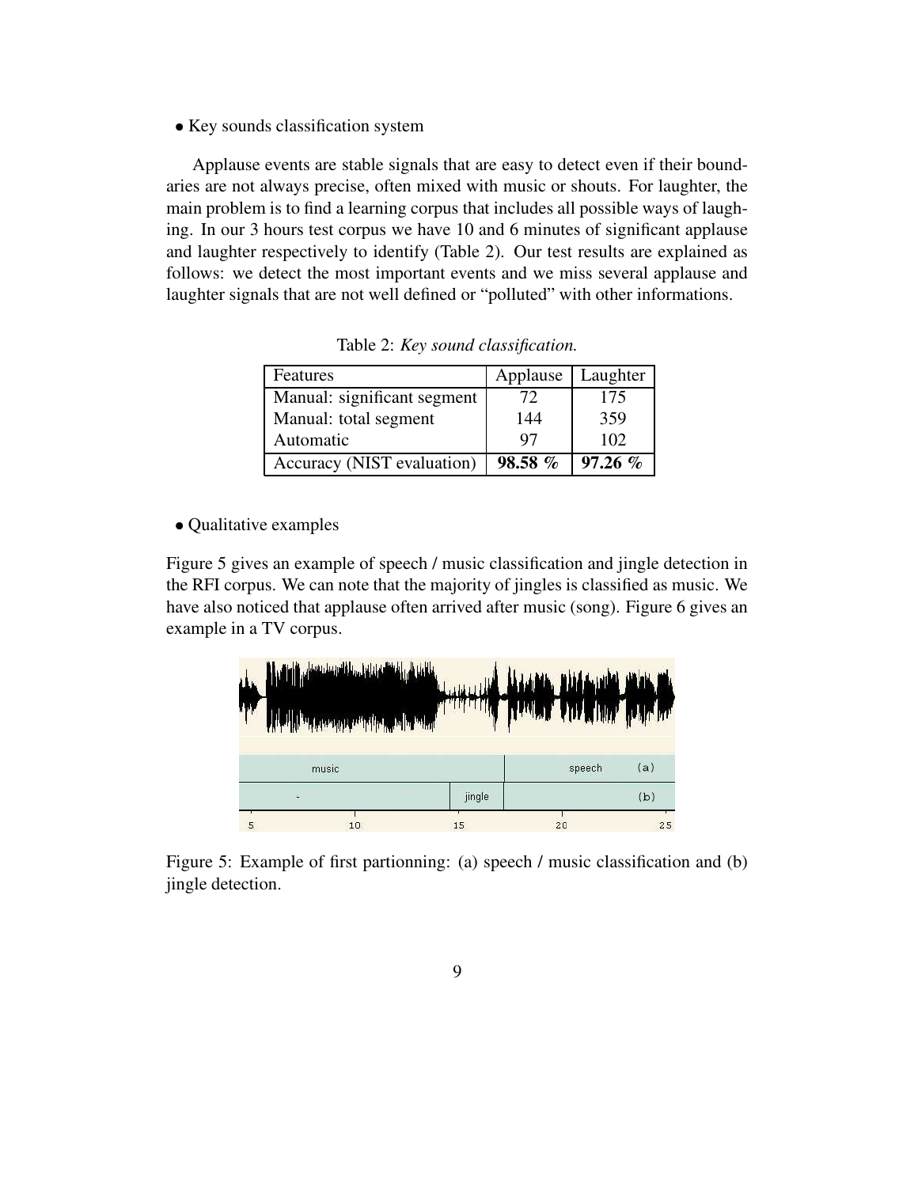- Key sounds classification system

Applause events are stable signals that are easy to detect even if their boundaries are not always precise, often mixed with music or shouts. For laughter, the main problem is to find a learning corpus that includes all possible ways of laughing. In our 3 hours test corpus we have 10 and 6 minutes of significant applause and laughter respectively to identify (Table 2). Our test results are explained as follows: we detect the most important events and we miss several applause and laughter signals that are not well defined or "polluted" with other informations.

Table 2: *Key sound classification.*

| Features | Applause | Laughter |
|---|---|---|
| Manual: significant segment | 72 | 175 |
| Manual: total segment | 144 | 359 |
| Automatic | 97 | 102 |
| Accuracy (NIST evaluation) | **98.58 %** | **97.26 %** |

- Qualitative examples

Figure 5 gives an example of speech / music classification and jingle detection in the RFI corpus. We can note that the majority of jingles is classified as music. We have also noticed that applause often arrived after music (song). Figure 6 gives an example in a TV corpus.

Figure 5: Example of first partionning: (a) speech / music classification and (b) jingle detection.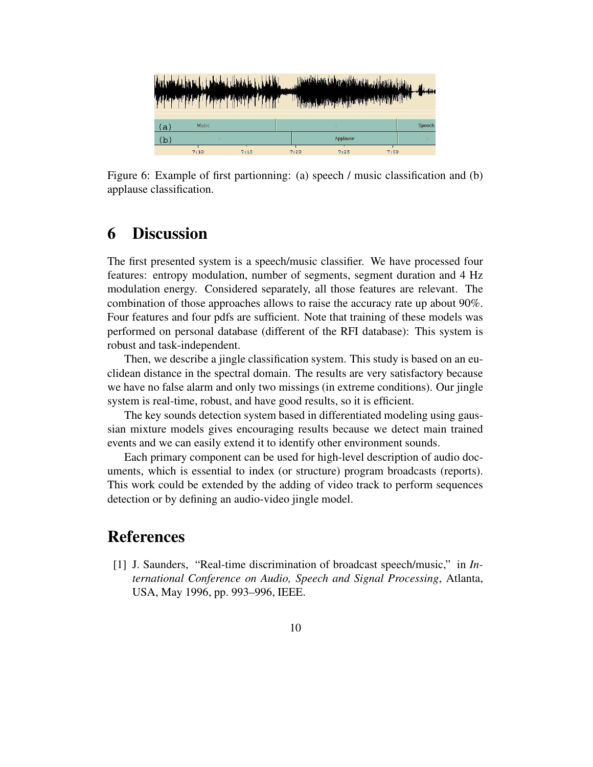Figure 6: Example of first partionning: (a) speech / music classification and (b) applause classification.

# 6 Discussion

The first presented system is a speech/music classifier. We have processed four features: entropy modulation, number of segments, segment duration and 4 Hz modulation energy. Considered separately, all those features are relevant. The combination of those approaches allows to raise the accuracy rate up about 90%. Four features and four pdfs are sufficient. Note that training of these models was performed on personal database (different of the RFI database): This system is robust and task-independent.

Then, we describe a jingle classification system. This study is based on an euclidean distance in the spectral domain. The results are very satisfactory because we have no false alarm and only two missings (in extreme conditions). Our jingle system is real-time, robust, and have good results, so it is efficient.

The key sounds detection system based in differentiated modeling using gaussian mixture models gives encouraging results because we detect main trained events and we can easily extend it to identify other environment sounds.

Each primary component can be used for high-level description of audio documents, which is essential to index (or structure) program broadcasts (reports). This work could be extended by the adding of video track to perform sequences detection or by defining an audio-video jingle model.

# References

[1] J. Saunders, "Real-time discrimination of broadcast speech/music," in *International Conference on Audio, Speech and Signal Processing*, Atlanta, USA, May 1996, pp. 993–996, IEEE.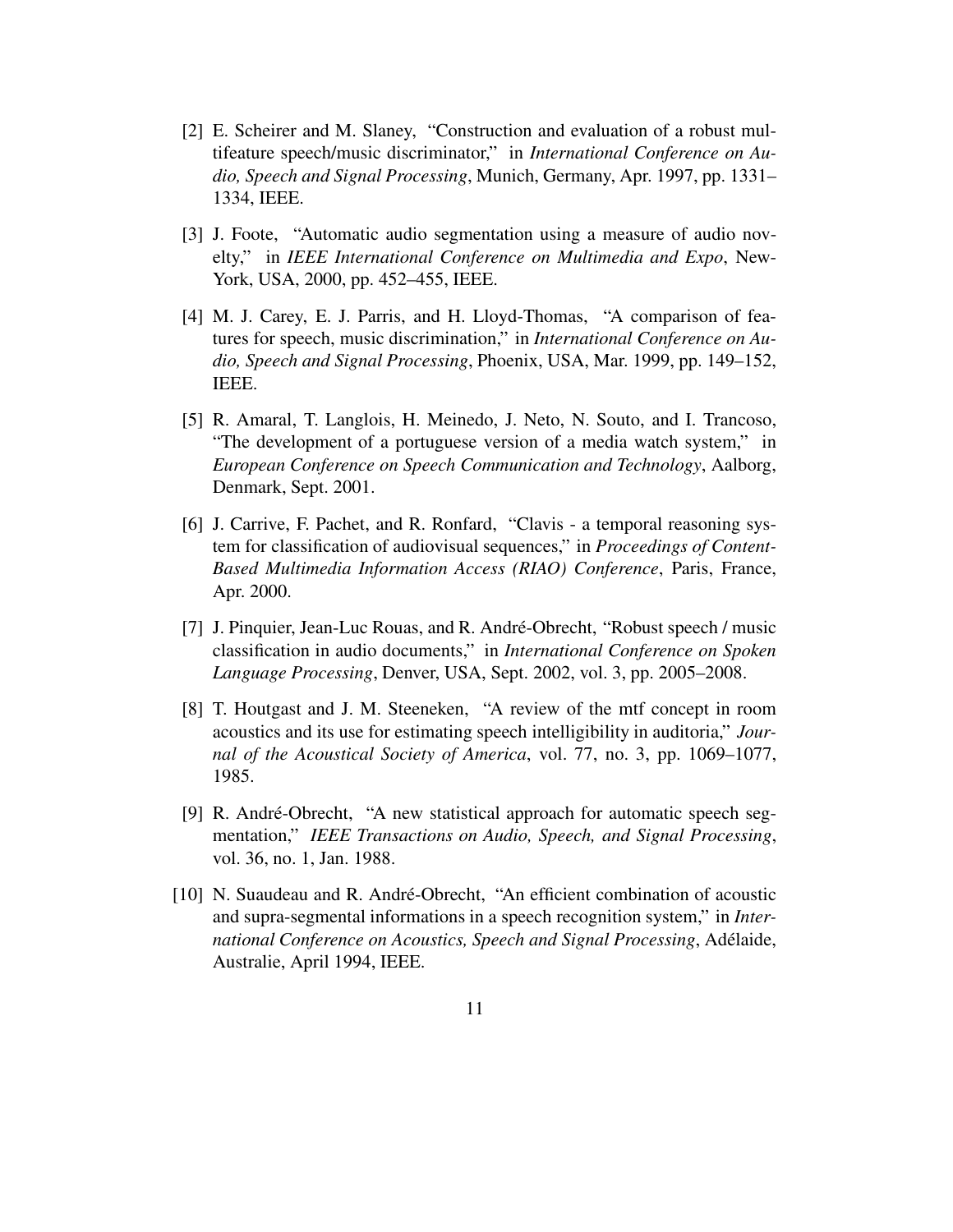[2] E. Scheirer and M. Slaney, "Construction and evaluation of a robust multifeature speech/music discriminator," in *International Conference on Audio, Speech and Signal Processing*, Munich, Germany, Apr. 1997, pp. 1331–1334, IEEE.

[3] J. Foote, "Automatic audio segmentation using a measure of audio novelty," in *IEEE International Conference on Multimedia and Expo*, New-York, USA, 2000, pp. 452–455, IEEE.

[4] M. J. Carey, E. J. Parris, and H. Lloyd-Thomas, "A comparison of features for speech, music discrimination," in *International Conference on Audio, Speech and Signal Processing*, Phoenix, USA, Mar. 1999, pp. 149–152, IEEE.

[5] R. Amaral, T. Langlois, H. Meinedo, J. Neto, N. Souto, and I. Trancoso, "The development of a portuguese version of a media watch system," in *European Conference on Speech Communication and Technology*, Aalborg, Denmark, Sept. 2001.

[6] J. Carrive, F. Pachet, and R. Ronfard, "Clavis - a temporal reasoning system for classification of audiovisual sequences," in *Proceedings of Content-Based Multimedia Information Access (RIAO) Conference*, Paris, France, Apr. 2000.

[7] J. Pinquier, Jean-Luc Rouas, and R. André-Obrecht, "Robust speech / music classification in audio documents," in *International Conference on Spoken Language Processing*, Denver, USA, Sept. 2002, vol. 3, pp. 2005–2008.

[8] T. Houtgast and J. M. Steeneken, "A review of the mtf concept in room acoustics and its use for estimating speech intelligibility in auditoria," *Journal of the Acoustical Society of America*, vol. 77, no. 3, pp. 1069–1077, 1985.

[9] R. André-Obrecht, "A new statistical approach for automatic speech segmentation," *IEEE Transactions on Audio, Speech, and Signal Processing*, vol. 36, no. 1, Jan. 1988.

[10] N. Suaudeau and R. André-Obrecht, "An efficient combination of acoustic and supra-segmental informations in a speech recognition system," in *International Conference on Acoustics, Speech and Signal Processing*, Adélaide, Australie, April 1994, IEEE.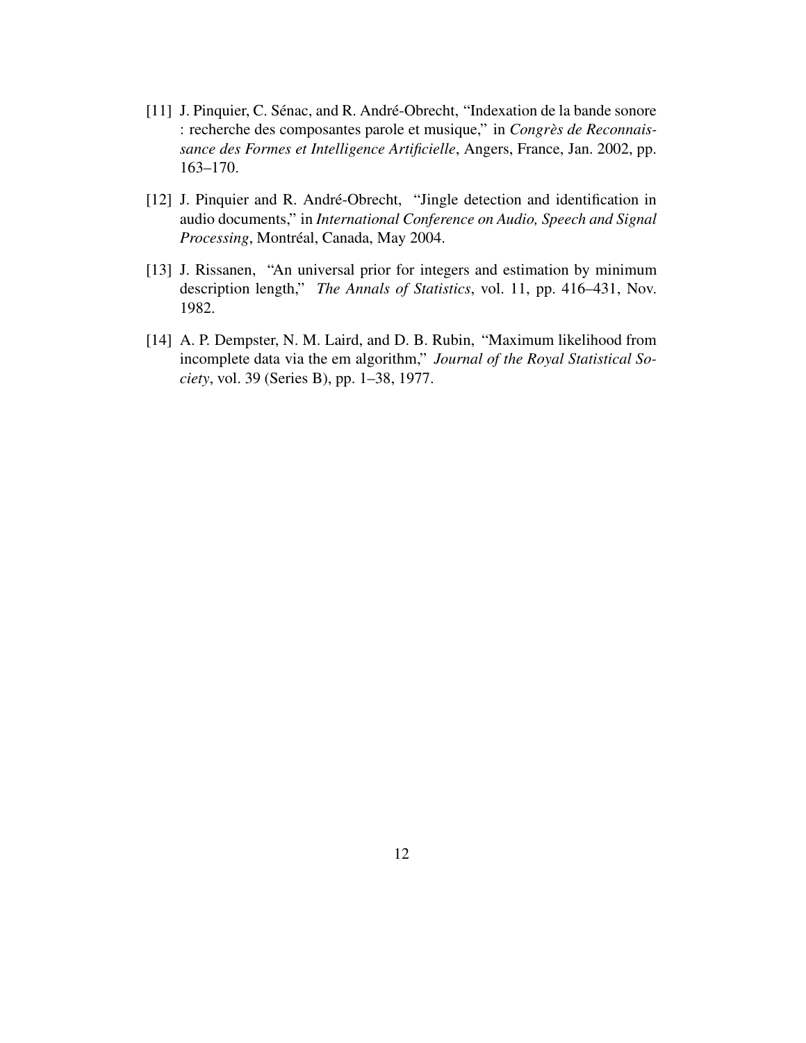[11] J. Pinquier, C. Sénac, and R. André-Obrecht, "Indexation de la bande sonore : recherche des composantes parole et musique," in *Congrès de Reconnaissance des Formes et Intelligence Artificielle*, Angers, France, Jan. 2002, pp. 163–170.

[12] J. Pinquier and R. André-Obrecht, "Jingle detection and identification in audio documents," in *International Conference on Audio, Speech and Signal Processing*, Montréal, Canada, May 2004.

[13] J. Rissanen, "An universal prior for integers and estimation by minimum description length," *The Annals of Statistics*, vol. 11, pp. 416–431, Nov. 1982.

[14] A. P. Dempster, N. M. Laird, and D. B. Rubin, "Maximum likelihood from incomplete data via the em algorithm," *Journal of the Royal Statistical Society*, vol. 39 (Series B), pp. 1–38, 1977.